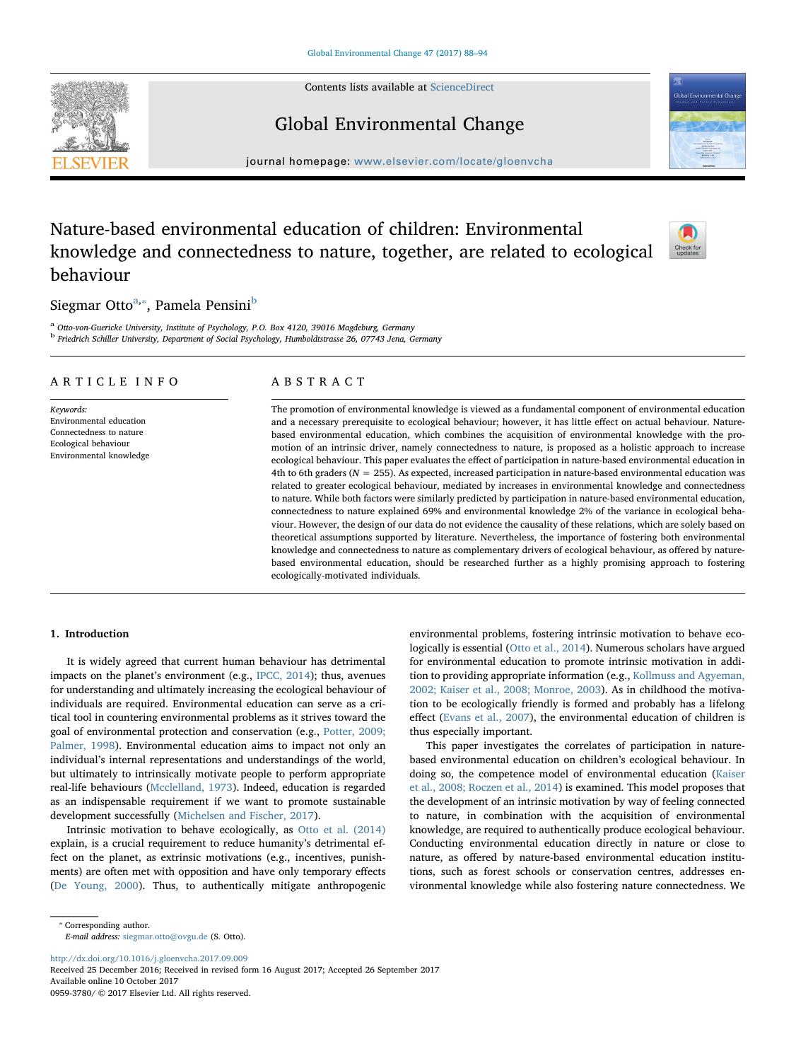# Nature-based environmental education of children: Environmental knowledge and connectedness to nature, together, are related to ecological behaviour

Siegmar Otto[a,*], Pamela Pensini[b]

[a] Otto-von-Guericke University, Institute of Psychology, P.O. Box 4120, 39016 Magdeburg, Germany
[b] Friedrich Schiller University, Department of Social Psychology, Humboldtstrasse 26, 07743 Jena, Germany

## ARTICLE INFO

*Keywords:*
Environmental education
Connectedness to nature
Ecological behaviour
Environmental knowledge

## ABSTRACT

The promotion of environmental knowledge is viewed as a fundamental component of environmental education and a necessary prerequisite to ecological behaviour; however, it has little effect on actual behaviour. Nature-based environmental education, which combines the acquisition of environmental knowledge with the promotion of an intrinsic driver, namely connectedness to nature, is proposed as a holistic approach to increase ecological behaviour. This paper evaluates the effect of participation in nature-based environmental education in 4th to 6th graders ($N = 255$). As expected, increased participation in nature-based environmental education was related to greater ecological behaviour, mediated by increases in environmental knowledge and connectedness to nature. While both factors were similarly predicted by participation in nature-based environmental education, connectedness to nature explained 69% and environmental knowledge 2% of the variance in ecological behaviour. However, the design of our data do not evidence the causality of these relations, which are solely based on theoretical assumptions supported by literature. Nevertheless, the importance of fostering both environmental knowledge and connectedness to nature as complementary drivers of ecological behaviour, as offered by nature-based environmental education, should be researched further as a highly promising approach to fostering ecologically-motivated individuals.

## 1. Introduction

It is widely agreed that current human behaviour has detrimental impacts on the planet's environment (e.g., IPCC, 2014); thus, avenues for understanding and ultimately increasing the ecological behaviour of individuals are required. Environmental education can serve as a critical tool in countering environmental problems as it strives toward the goal of environmental protection and conservation (e.g., Potter, 2009; Palmer, 1998). Environmental education aims to impact not only an individual's internal representations and understandings of the world, but ultimately to intrinsically motivate people to perform appropriate real-life behaviours (Mcclelland, 1973). Indeed, education is regarded as an indispensable requirement if we want to promote sustainable development successfully (Michelsen and Fischer, 2017).

Intrinsic motivation to behave ecologically, as Otto et al. (2014) explain, is a crucial requirement to reduce humanity's detrimental effect on the planet, as extrinsic motivations (e.g., incentives, punishments) are often met with opposition and have only temporary effects (De Young, 2000). Thus, to authentically mitigate anthropogenic environmental problems, fostering intrinsic motivation to behave ecologically is essential (Otto et al., 2014). Numerous scholars have argued for environmental education to promote intrinsic motivation in addition to providing appropriate information (e.g., Kollmuss and Agyeman, 2002; Kaiser et al., 2008; Monroe, 2003). As in childhood the motivation to be ecologically friendly is formed and probably has a lifelong effect (Evans et al., 2007), the environmental education of children is thus especially important.

This paper investigates the correlates of participation in nature-based environmental education on children's ecological behaviour. In doing so, the competence model of environmental education (Kaiser et al., 2008; Roczen et al., 2014) is examined. This model proposes that the development of an intrinsic motivation by way of feeling connected to nature, in combination with the acquisition of environmental knowledge, are required to authentically produce ecological behaviour. Conducting environmental education directly in nature or close to nature, as offered by nature-based environmental education institutions, such as forest schools or conservation centres, addresses environmental knowledge while also fostering nature connectedness. We

---

* Corresponding author.
*E-mail address:* siegmar.otto@ovgu.de (S. Otto).

http://dx.doi.org/10.1016/j.gloenvcha.2017.09.009
Received 25 December 2016; Received in revised form 16 August 2017; Accepted 26 September 2017
Available online 10 October 2017
0959-3780/ © 2017 Elsevier Ltd. All rights reserved.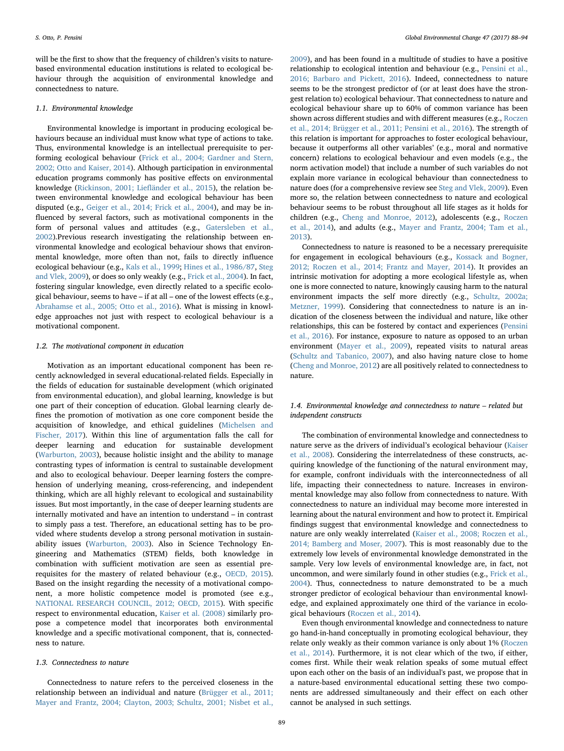will be the first to show that the frequency of children's visits to nature-based environmental education institutions is related to ecological behaviour through the acquisition of environmental knowledge and connectedness to nature.

### 1.1. Environmental knowledge

Environmental knowledge is important in producing ecological behaviours because an individual must know what type of actions to take. Thus, environmental knowledge is an intellectual prerequisite to performing ecological behaviour (Frick et al., 2004; Gardner and Stern, 2002; Otto and Kaiser, 2014). Although participation in environmental education programs commonly has positive effects on environmental knowledge (Rickinson, 2001; Liefländer et al., 2015), the relation between environmental knowledge and ecological behaviour has been disputed (e.g., Geiger et al., 2014; Frick et al., 2004), and may be influenced by several factors, such as motivational components in the form of personal values and attitudes (e.g., Gatersleben et al., 2002).Previous research investigating the relationship between environmental knowledge and ecological behaviour shows that environmental knowledge, more often than not, fails to directly influence ecological behaviour (e.g., Kals et al., 1999; Hines et al., 1986/87, Steg and Vlek, 2009), or does so only weakly (e.g., Frick et al., 2004). In fact, fostering singular knowledge, even directly related to a specific ecological behaviour, seems to have – if at all – one of the lowest effects (e.g., Abrahamse et al., 2005; Otto et al., 2016). What is missing in knowledge approaches not just with respect to ecological behaviour is a motivational component.

### 1.2. The motivational component in education

Motivation as an important educational component has been recently acknowledged in several educational-related fields. Especially in the fields of education for sustainable development (which originated from environmental education), and global learning, knowledge is but one part of their conception of education. Global learning clearly defines the promotion of motivation as one core component beside the acquisition of knowledge, and ethical guidelines (Michelsen and Fischer, 2017). Within this line of argumentation falls the call for deeper learning and education for sustainable development (Warburton, 2003), because holistic insight and the ability to manage contrasting types of information is central to sustainable development and also to ecological behaviour. Deeper learning fosters the comprehension of underlying meaning, cross-referencing, and independent thinking, which are all highly relevant to ecological and sustainability issues. But most importantly, in the case of deeper learning students are internally motivated and have an intention to understand – in contrast to simply pass a test. Therefore, an educational setting has to be provided where students develop a strong personal motivation in sustainability issues (Warburton, 2003). Also in Science Technology Engineering and Mathematics (STEM) fields, both knowledge in combination with sufficient motivation are seen as essential prerequisites for the mastery of related behaviour (e.g., OECD, 2015). Based on the insight regarding the necessity of a motivational component, a more holistic competence model is promoted (see e.g., NATIONAL RESEARCH COUNCIL, 2012; OECD, 2015). With specific respect to environmental education, Kaiser et al. (2008) similarly propose a competence model that incorporates both environmental knowledge and a specific motivational component, that is, connectedness to nature.

### 1.3. Connectedness to nature

Connectedness to nature refers to the perceived closeness in the relationship between an individual and nature (Brügger et al., 2011; Mayer and Frantz, 2004; Clayton, 2003; Schultz, 2001; Nisbet et al., 2009), and has been found in a multitude of studies to have a positive relationship to ecological intention and behaviour (e.g., Pensini et al., 2016; Barbaro and Pickett, 2016). Indeed, connectedness to nature seems to be the strongest predictor of (or at least does have the strongest relation to) ecological behaviour. That connectedness to nature and ecological behaviour share up to 60% of common variance has been shown across different studies and with different measures (e.g., Roczen et al., 2014; Brügger et al., 2011; Pensini et al., 2016). The strength of this relation is important for approaches to foster ecological behaviour, because it outperforms all other variables' (e.g., moral and normative concern) relations to ecological behaviour and even models (e.g., the norm activation model) that include a number of such variables do not explain more variance in ecological behaviour than connectedness to nature does (for a comprehensive review see Steg and Vlek, 2009). Even more so, the relation between connectedness to nature and ecological behaviour seems to be robust throughout all life stages as it holds for children (e.g., Cheng and Monroe, 2012), adolescents (e.g., Roczen et al., 2014), and adults (e.g., Mayer and Frantz, 2004; Tam et al., 2013).

Connectedness to nature is reasoned to be a necessary prerequisite for engagement in ecological behaviours (e.g., Kossack and Bogner, 2012; Roczen et al., 2014; Frantz and Mayer, 2014). It provides an intrinsic motivation for adopting a more ecological lifestyle as, when one is more connected to nature, knowingly causing harm to the natural environment impacts the self more directly (e.g., Schultz, 2002a; Metzner, 1999). Considering that connectedness to nature is an indication of the closeness between the individual and nature, like other relationships, this can be fostered by contact and experiences (Pensini et al., 2016). For instance, exposure to nature as opposed to an urban environment (Mayer et al., 2009), repeated visits to natural areas (Schultz and Tabanico, 2007), and also having nature close to home (Cheng and Monroe, 2012) are all positively related to connectedness to nature.

### 1.4. Environmental knowledge and connectedness to nature – related but independent constructs

The combination of environmental knowledge and connectedness to nature serve as the drivers of individual's ecological behaviour (Kaiser et al., 2008). Considering the interrelatedness of these constructs, acquiring knowledge of the functioning of the natural environment may, for example, confront individuals with the interconnectedness of all life, impacting their connectedness to nature. Increases in environmental knowledge may also follow from connectedness to nature. With connectedness to nature an individual may become more interested in learning about the natural environment and how to protect it. Empirical findings suggest that environmental knowledge and connectedness to nature are only weakly interrelated (Kaiser et al., 2008; Roczen et al., 2014; Bamberg and Moser, 2007). This is most reasonably due to the extremely low levels of environmental knowledge demonstrated in the sample. Very low levels of environmental knowledge are, in fact, not uncommon, and were similarly found in other studies (e.g., Frick et al., 2004). Thus, connectedness to nature demonstrated to be a much stronger predictor of ecological behaviour than environmental knowledge, and explained approximately one third of the variance in ecological behaviours (Roczen et al., 2014).

Even though environmental knowledge and connectedness to nature go hand-in-hand conceptually in promoting ecological behaviour, they relate only weakly as their common variance is only about 1% (Roczen et al., 2014). Furthermore, it is not clear which of the two, if either, comes first. While their weak relation speaks of some mutual effect upon each other on the basis of an individual's past, we propose that in a nature-based environmental educational setting these two components are addressed simultaneously and their effect on each other cannot be analysed in such settings.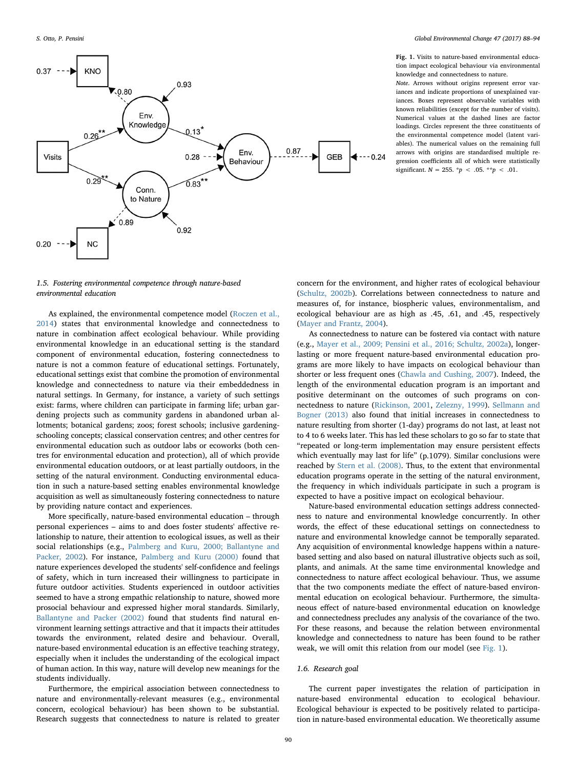**Fig. 1.** Visits to nature-based environmental education impact ecological behaviour via environmental knowledge and connectedness to nature.

*Note.* Arrows without origins represent error variances and indicate proportions of unexplained variances. Boxes represent observable variables with known reliabilities (except for the number of visits). Numerical values at the dashed lines are factor loadings. Circles represent the three constituents of the environmental competence model (latent variables). The numerical values on the remaining full arrows with origins are standardised multiple regression coefficients all of which were statistically significant. $N = 255$. $^{*}p < .05$. $^{**}p < .01$.

### *1.5. Fostering environmental competence through nature-based environmental education*

As explained, the environmental competence model (Roczen et al., 2014) states that environmental knowledge and connectedness to nature in combination affect ecological behaviour. While providing environmental knowledge in an educational setting is the standard component of environmental education, fostering connectedness to nature is not a common feature of educational settings. Fortunately, educational settings exist that combine the promotion of environmental knowledge and connectedness to nature via their embeddedness in natural settings. In Germany, for instance, a variety of such settings exist: farms, where children can participate in farming life; urban gardening projects such as community gardens in abandoned urban allotments; botanical gardens; zoos; forest schools; inclusive gardening-schooling concepts; classical conservation centres; and other centres for environmental education such as outdoor labs or ecoworks (both centres for environmental education and protection), all of which provide environmental education outdoors, or at least partially outdoors, in the setting of the natural environment. Conducting environmental education in such a nature-based setting enables environmental knowledge acquisition as well as simultaneously fostering connectedness to nature by providing nature contact and experiences.

More specifically, nature-based environmental education – through personal experiences – aims to and does foster students' affective relationship to nature, their attention to ecological issues, as well as their social relationships (e.g., Palmberg and Kuru, 2000; Ballantyne and Packer, 2002). For instance, Palmberg and Kuru (2000) found that nature experiences developed the students' self-confidence and feelings of safety, which in turn increased their willingness to participate in future outdoor activities. Students experienced in outdoor activities seemed to have a strong empathic relationship to nature, showed more prosocial behaviour and expressed higher moral standards. Similarly, Ballantyne and Packer (2002) found that students find natural environment learning settings attractive and that it impacts their attitudes towards the environment, related desire and behaviour. Overall, nature-based environmental education is an effective teaching strategy, especially when it includes the understanding of the ecological impact of human action. In this way, nature will develop new meanings for the students individually.

Furthermore, the empirical association between connectedness to nature and environmentally-relevant measures (e.g., environmental concern, ecological behaviour) has been shown to be substantial. Research suggests that connectedness to nature is related to greater concern for the environment, and higher rates of ecological behaviour (Schultz, 2002b). Correlations between connectedness to nature and measures of, for instance, biospheric values, environmentalism, and ecological behaviour are as high as .45, .61, and .45, respectively (Mayer and Frantz, 2004).

As connectedness to nature can be fostered via contact with nature (e.g., Mayer et al., 2009; Pensini et al., 2016; Schultz, 2002a), longer-lasting or more frequent nature-based environmental education programs are more likely to have impacts on ecological behaviour than shorter or less frequent ones (Chawla and Cushing, 2007). Indeed, the length of the environmental education program is an important and positive determinant on the outcomes of such programs on connectedness to nature (Rickinson, 2001, Zelezny, 1999). Sellmann and Bogner (2013) also found that initial increases in connectedness to nature resulting from shorter (1-day) programs do not last, at least not to 4 to 6 weeks later. This has led these scholars to go so far to state that "repeated or long-term implementation may ensure persistent effects which eventually may last for life" (p.1079). Similar conclusions were reached by Stern et al. (2008). Thus, to the extent that environmental education programs operate in the setting of the natural environment, the frequency in which individuals participate in such a program is expected to have a positive impact on ecological behaviour.

Nature-based environmental education settings address connectedness to nature and environmental knowledge concurrently. In other words, the effect of these educational settings on connectedness to nature and environmental knowledge cannot be temporally separated. Any acquisition of environmental knowledge happens within a nature-based setting and also based on natural illustrative objects such as soil, plants, and animals. At the same time environmental knowledge and connectedness to nature affect ecological behaviour. Thus, we assume that the two components mediate the effect of nature-based environmental education on ecological behaviour. Furthermore, the simultaneous effect of nature-based environmental education on knowledge and connectedness precludes any analysis of the covariance of the two. For these reasons, and because the relation between environmental knowledge and connectedness to nature has been found to be rather weak, we will omit this relation from our model (see Fig. 1).

### *1.6. Research goal*

The current paper investigates the relation of participation in nature-based environmental education to ecological behaviour. Ecological behaviour is expected to be positively related to participation in nature-based environmental education. We theoretically assume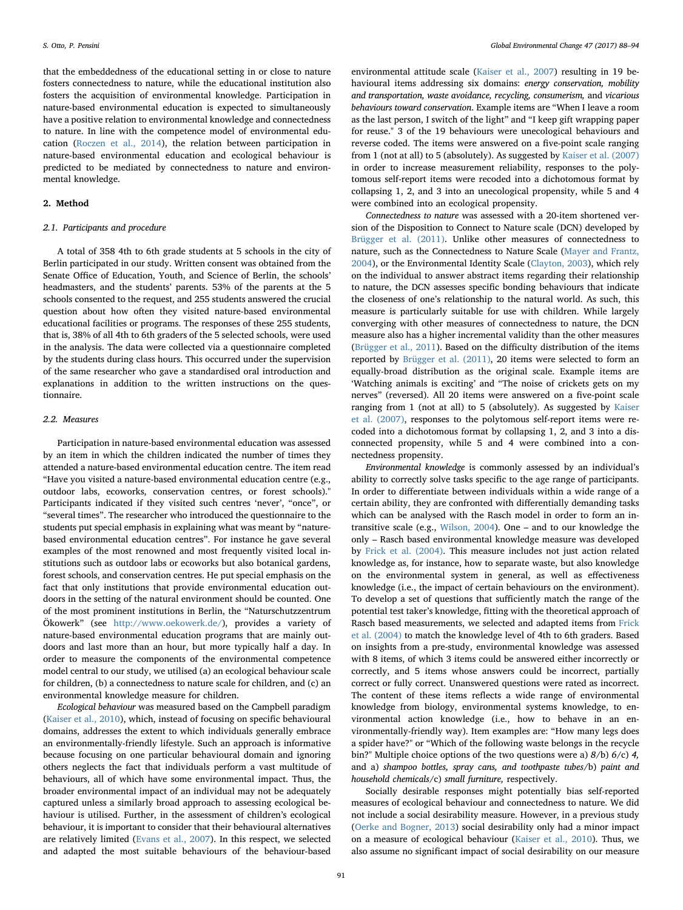that the embeddedness of the educational setting in or close to nature fosters connectedness to nature, while the educational institution also fosters the acquisition of environmental knowledge. Participation in nature-based environmental education is expected to simultaneously have a positive relation to environmental knowledge and connectedness to nature. In line with the competence model of environmental education (Roczen et al., 2014), the relation between participation in nature-based environmental education and ecological behaviour is predicted to be mediated by connectedness to nature and environmental knowledge.

## 2. Method

### 2.1. Participants and procedure

A total of 358 4th to 6th grade students at 5 schools in the city of Berlin participated in our study. Written consent was obtained from the Senate Office of Education, Youth, and Science of Berlin, the schools' headmasters, and the students' parents. 53% of the parents at the 5 schools consented to the request, and 255 students answered the crucial question about how often they visited nature-based environmental educational facilities or programs. The responses of these 255 students, that is, 38% of all 4th to 6th graders of the 5 selected schools, were used in the analysis. The data were collected via a questionnaire completed by the students during class hours. This occurred under the supervision of the same researcher who gave a standardised oral introduction and explanations in addition to the written instructions on the questionnaire.

### 2.2. Measures

Participation in nature-based environmental education was assessed by an item in which the children indicated the number of times they attended a nature-based environmental education centre. The item read "Have you visited a nature-based environmental education centre (e.g., outdoor labs, ecoworks, conservation centres, or forest schools)." Participants indicated if they visited such centres 'never', "once", or "several times". The researcher who introduced the questionnaire to the students put special emphasis in explaining what was meant by "nature-based environmental education centres". For instance he gave several examples of the most renowned and most frequently visited local institutions such as outdoor labs or ecoworks but also botanical gardens, forest schools, and conservation centres. He put special emphasis on the fact that only institutions that provide environmental education outdoors in the setting of the natural environment should be counted. One of the most prominent institutions in Berlin, the "Naturschutzzentrum Ökowerk" (see http://www.oekowerk.de/), provides a variety of nature-based environmental education programs that are mainly outdoors and last more than an hour, but more typically half a day. In order to measure the components of the environmental competence model central to our study, we utilised (a) an ecological behaviour scale for children, (b) a connectedness to nature scale for children, and (c) an environmental knowledge measure for children.

*Ecological behaviour* was measured based on the Campbell paradigm (Kaiser et al., 2010), which, instead of focusing on specific behavioural domains, addresses the extent to which individuals generally embrace an environmentally-friendly lifestyle. Such an approach is informative because focusing on one particular behavioural domain and ignoring others neglects the fact that individuals perform a vast multitude of behaviours, all of which have some environmental impact. Thus, the broader environmental impact of an individual may not be adequately captured unless a similarly broad approach to assessing ecological behaviour is utilised. Further, in the assessment of children's ecological behaviour, it is important to consider that their behavioural alternatives are relatively limited (Evans et al., 2007). In this respect, we selected and adapted the most suitable behaviours of the behaviour-based environmental attitude scale (Kaiser et al., 2007) resulting in 19 behavioural items addressing six domains: *energy conservation, mobility and transportation, waste avoidance, recycling, consumerism,* and *vicarious behaviours toward conservation*. Example items are "When I leave a room as the last person, I switch of the light" and "I keep gift wrapping paper for reuse." 3 of the 19 behaviours were unecological behaviours and reverse coded. The items were answered on a five-point scale ranging from 1 (not at all) to 5 (absolutely). As suggested by Kaiser et al. (2007) in order to increase measurement reliability, responses to the polytomous self-report items were recoded into a dichotomous format by collapsing 1, 2, and 3 into an unecological propensity, while 5 and 4 were combined into an ecological propensity.

*Connectedness to nature* was assessed with a 20-item shortened version of the Disposition to Connect to Nature scale (DCN) developed by Brügger et al. (2011). Unlike other measures of connectedness to nature, such as the Connectedness to Nature Scale (Mayer and Frantz, 2004), or the Environmental Identity Scale (Clayton, 2003), which rely on the individual to answer abstract items regarding their relationship to nature, the DCN assesses specific bonding behaviours that indicate the closeness of one's relationship to the natural world. As such, this measure is particularly suitable for use with children. While largely converging with other measures of connectedness to nature, the DCN measure also has a higher incremental validity than the other measures (Brügger et al., 2011). Based on the difficulty distribution of the items reported by Brügger et al. (2011), 20 items were selected to form an equally-broad distribution as the original scale. Example items are 'Watching animals is exciting' and "The noise of crickets gets on my nerves" (reversed). All 20 items were answered on a five-point scale ranging from 1 (not at all) to 5 (absolutely). As suggested by Kaiser et al. (2007), responses to the polytomous self-report items were recoded into a dichotomous format by collapsing 1, 2, and 3 into a disconnected propensity, while 5 and 4 were combined into a connectedness propensity.

*Environmental knowledge* is commonly assessed by an individual's ability to correctly solve tasks specific to the age range of participants. In order to differentiate between individuals within a wide range of a certain ability, they are confronted with differentially demanding tasks which can be analysed with the Rasch model in order to form an intransitive scale (e.g., Wilson, 2004). One – and to our knowledge the only – Rasch based environmental knowledge measure was developed by Frick et al. (2004). This measure includes not just action related knowledge as, for instance, how to separate waste, but also knowledge on the environmental system in general, as well as effectiveness knowledge (i.e., the impact of certain behaviours on the environment). To develop a set of questions that sufficiently match the range of the potential test taker's knowledge, fitting with the theoretical approach of Rasch based measurements, we selected and adapted items from Frick et al. (2004) to match the knowledge level of 4th to 6th graders. Based on insights from a pre-study, environmental knowledge was assessed with 8 items, of which 3 items could be answered either incorrectly or correctly, and 5 items whose answers could be incorrect, partially correct or fully correct. Unanswered questions were rated as incorrect. The content of these items reflects a wide range of environmental knowledge from biology, environmental systems knowledge, to environmental action knowledge (i.e., how to behave in an environmentally-friendly way). Item examples are: "How many legs does a spider have?" or "Which of the following waste belongs in the recycle bin?" Multiple choice options of the two questions were a) *8*/b) *6*/c) *4,* and a) *shampoo bottles, spray cans, and toothpaste tubes*/b) *paint and household chemicals*/c) *small furniture,* respectively.

Socially desirable responses might potentially bias self-reported measures of ecological behaviour and connectedness to nature. We did not include a social desirability measure. However, in a previous study (Oerke and Bogner, 2013) social desirability only had a minor impact on a measure of ecological behaviour (Kaiser et al., 2010). Thus, we also assume no significant impact of social desirability on our measure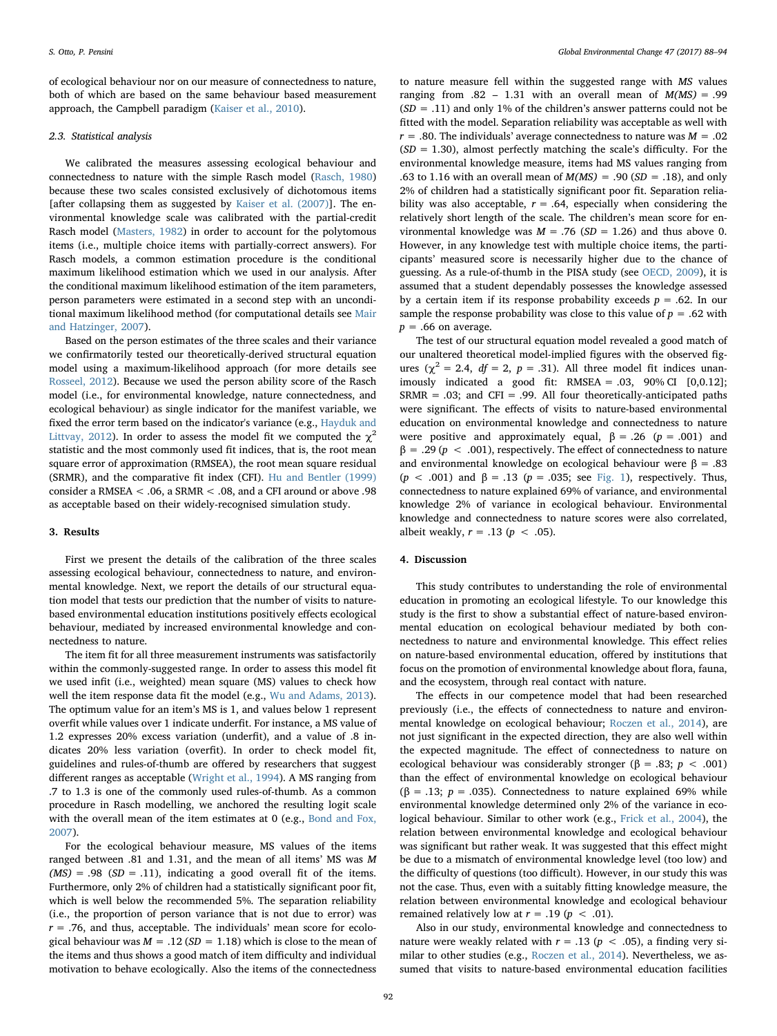of ecological behaviour nor on our measure of connectedness to nature, both of which are based on the same behaviour based measurement approach, the Campbell paradigm (Kaiser et al., 2010).

### 2.3. Statistical analysis

We calibrated the measures assessing ecological behaviour and connectedness to nature with the simple Rasch model (Rasch, 1980) because these two scales consisted exclusively of dichotomous items [after collapsing them as suggested by Kaiser et al. (2007)]. The environmental knowledge scale was calibrated with the partial-credit Rasch model (Masters, 1982) in order to account for the polytomous items (i.e., multiple choice items with partially-correct answers). For Rasch models, a common estimation procedure is the conditional maximum likelihood estimation which we used in our analysis. After the conditional maximum likelihood estimation of the item parameters, person parameters were estimated in a second step with an unconditional maximum likelihood method (for computational details see Mair and Hatzinger, 2007).

Based on the person estimates of the three scales and their variance we confirmatorily tested our theoretically-derived structural equation model using a maximum-likelihood approach (for more details see Rosseel, 2012). Because we used the person ability score of the Rasch model (i.e., for environmental knowledge, nature connectedness, and ecological behaviour) as single indicator for the manifest variable, we fixed the error term based on the indicator's variance (e.g., Hayduk and Littvay, 2012). In order to assess the model fit we computed the $\chi^2$ statistic and the most commonly used fit indices, that is, the root mean square error of approximation (RMSEA), the root mean square residual (SRMR), and the comparative fit index (CFI). Hu and Bentler (1999) consider a RMSEA < .06, a SRMR < .08, and a CFI around or above .98 as acceptable based on their widely-recognised simulation study.

## 3. Results

First we present the details of the calibration of the three scales assessing ecological behaviour, connectedness to nature, and environmental knowledge. Next, we report the details of our structural equation model that tests our prediction that the number of visits to nature-based environmental education institutions positively effects ecological behaviour, mediated by increased environmental knowledge and connectedness to nature.

The item fit for all three measurement instruments was satisfactorily within the commonly-suggested range. In order to assess this model fit we used infit (i.e., weighted) mean square (MS) values to check how well the item response data fit the model (e.g., Wu and Adams, 2013). The optimum value for an item's MS is 1, and values below 1 represent overfit while values over 1 indicate underfit. For instance, a MS value of 1.2 expresses 20% excess variation (underfit), and a value of .8 indicates 20% less variation (overfit). In order to check model fit, guidelines and rules-of-thumb are offered by researchers that suggest different ranges as acceptable (Wright et al., 1994). A MS ranging from .7 to 1.3 is one of the commonly used rules-of-thumb. As a common procedure in Rasch modelling, we anchored the resulting logit scale with the overall mean of the item estimates at 0 (e.g., Bond and Fox, 2007).

For the ecological behaviour measure, MS values of the items ranged between .81 and 1.31, and the mean of all items' MS was $M(MS) = .98$ ($SD = .11$), indicating a good overall fit of the items. Furthermore, only 2% of children had a statistically significant poor fit, which is well below the recommended 5%. The separation reliability (i.e., the proportion of person variance that is not due to error) was $r = .76$, and thus, acceptable. The individuals' mean score for ecological behaviour was $M = .12$ ($SD = 1.18$) which is close to the mean of the items and thus shows a good match of item difficulty and individual motivation to behave ecologically. Also the items of the connectedness to nature measure fell within the suggested range with $MS$ values ranging from .82 – 1.31 with an overall mean of $M(MS) = .99$ ($SD = .11$) and only 1% of the children's answer patterns could not be fitted with the model. Separation reliability was acceptable as well with $r = .80$. The individuals' average connectedness to nature was $M = .02$ ($SD = 1.30$), almost perfectly matching the scale's difficulty. For the environmental knowledge measure, items had MS values ranging from .63 to 1.16 with an overall mean of $M(MS) = .90$ ($SD = .18$), and only 2% of children had a statistically significant poor fit. Separation reliability was also acceptable, $r = .64$, especially when considering the relatively short length of the scale. The children's mean score for environmental knowledge was $M = .76$ ($SD = 1.26$) and thus above 0. However, in any knowledge test with multiple choice items, the participants' measured score is necessarily higher due to the chance of guessing. As a rule-of-thumb in the PISA study (see OECD, 2009), it is assumed that a student dependably possesses the knowledge assessed by a certain item if its response probability exceeds $p = .62$. In our sample the response probability was close to this value of $p = .62$ with $p = .66$ on average.

The test of our structural equation model revealed a good match of our unaltered theoretical model-implied figures with the observed figures ($\chi^2 = 2.4$, $df = 2$, $p = .31$). All three model fit indices unanimously indicated a good fit: RMSEA = .03, 90% CI [0,0.12]; SRMR = .03; and CFI = .99. All four theoretically-anticipated paths were significant. The effects of visits to nature-based environmental education on environmental knowledge and connectedness to nature were positive and approximately equal, $\beta = .26$ ($p = .001$) and $\beta = .29$ ($p < .001$), respectively. The effect of connectedness to nature and environmental knowledge on ecological behaviour were $\beta = .83$ ($p < .001$) and $\beta = .13$ ($p = .035$; see Fig. 1), respectively. Thus, connectedness to nature explained 69% of variance, and environmental knowledge 2% of variance in ecological behaviour. Environmental knowledge and connectedness to nature scores were also correlated, albeit weakly, $r = .13$ ($p < .05$).

## 4. Discussion

This study contributes to understanding the role of environmental education in promoting an ecological lifestyle. To our knowledge this study is the first to show a substantial effect of nature-based environmental education on ecological behaviour mediated by both connectedness to nature and environmental knowledge. This effect relies on nature-based environmental education, offered by institutions that focus on the promotion of environmental knowledge about flora, fauna, and the ecosystem, through real contact with nature.

The effects in our competence model that had been researched previously (i.e., the effects of connectedness to nature and environmental knowledge on ecological behaviour; Roczen et al., 2014), are not just significant in the expected direction, they are also well within the expected magnitude. The effect of connectedness to nature on ecological behaviour was considerably stronger ($\beta = .83$; $p < .001$) than the effect of environmental knowledge on ecological behaviour ($\beta = .13$; $p = .035$). Connectedness to nature explained 69% while environmental knowledge determined only 2% of the variance in ecological behaviour. Similar to other work (e.g., Frick et al., 2004), the relation between environmental knowledge and ecological behaviour was significant but rather weak. It was suggested that this effect might be due to a mismatch of environmental knowledge level (too low) and the difficulty of questions (too difficult). However, in our study this was not the case. Thus, even with a suitably fitting knowledge measure, the relation between environmental knowledge and ecological behaviour remained relatively low at $r = .19$ ($p < .01$).

Also in our study, environmental knowledge and connectedness to nature were weakly related with $r = .13$ ($p < .05$), a finding very similar to other studies (e.g., Roczen et al., 2014). Nevertheless, we assumed that visits to nature-based environmental education facilities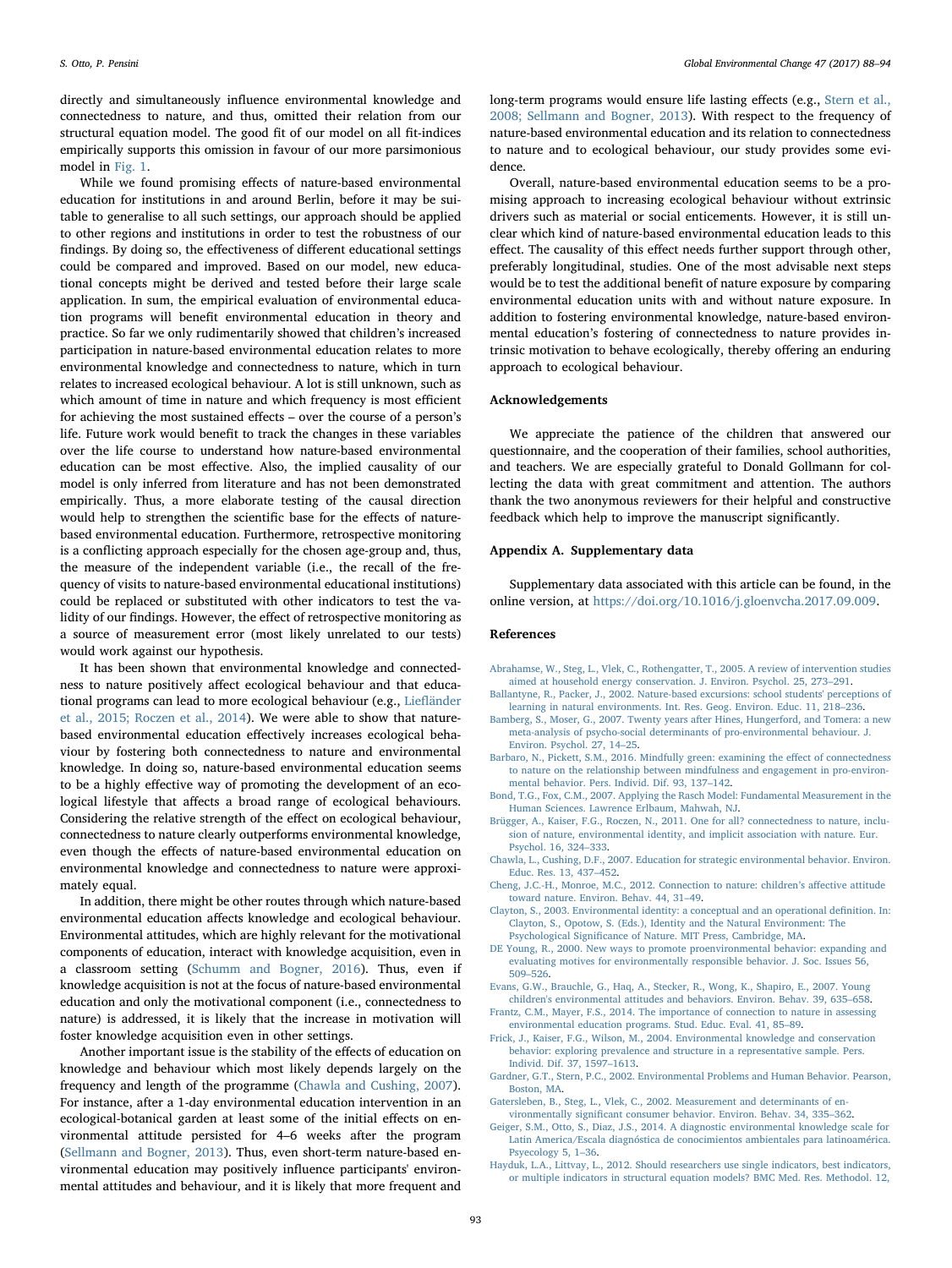directly and simultaneously influence environmental knowledge and connectedness to nature, and thus, omitted their relation from our structural equation model. The good fit of our model on all fit-indices empirically supports this omission in favour of our more parsimonious model in Fig. 1.

While we found promising effects of nature-based environmental education for institutions in and around Berlin, before it may be suitable to generalise to all such settings, our approach should be applied to other regions and institutions in order to test the robustness of our findings. By doing so, the effectiveness of different educational settings could be compared and improved. Based on our model, new educational concepts might be derived and tested before their large scale application. In sum, the empirical evaluation of environmental education programs will benefit environmental education in theory and practice. So far we only rudimentarily showed that children's increased participation in nature-based environmental education relates to more environmental knowledge and connectedness to nature, which in turn relates to increased ecological behaviour. A lot is still unknown, such as which amount of time in nature and which frequency is most efficient for achieving the most sustained effects – over the course of a person's life. Future work would benefit to track the changes in these variables over the life course to understand how nature-based environmental education can be most effective. Also, the implied causality of our model is only inferred from literature and has not been demonstrated empirically. Thus, a more elaborate testing of the causal direction would help to strengthen the scientific base for the effects of nature-based environmental education. Furthermore, retrospective monitoring is a conflicting approach especially for the chosen age-group and, thus, the measure of the independent variable (i.e., the recall of the frequency of visits to nature-based environmental educational institutions) could be replaced or substituted with other indicators to test the validity of our findings. However, the effect of retrospective monitoring as a source of measurement error (most likely unrelated to our tests) would work against our hypothesis.

It has been shown that environmental knowledge and connectedness to nature positively affect ecological behaviour and that educational programs can lead to more ecological behaviour (e.g., Liefländer et al., 2015; Roczen et al., 2014). We were able to show that nature-based environmental education effectively increases ecological behaviour by fostering both connectedness to nature and environmental knowledge. In doing so, nature-based environmental education seems to be a highly effective way of promoting the development of an ecological lifestyle that affects a broad range of ecological behaviours. Considering the relative strength of the effect on ecological behaviour, connectedness to nature clearly outperforms environmental knowledge, even though the effects of nature-based environmental education on environmental knowledge and connectedness to nature were approximately equal.

In addition, there might be other routes through which nature-based environmental education affects knowledge and ecological behaviour. Environmental attitudes, which are highly relevant for the motivational components of education, interact with knowledge acquisition, even in a classroom setting (Schumm and Bogner, 2016). Thus, even if knowledge acquisition is not at the focus of nature-based environmental education and only the motivational component (i.e., connectedness to nature) is addressed, it is likely that the increase in motivation will foster knowledge acquisition even in other settings.

Another important issue is the stability of the effects of education on knowledge and behaviour which most likely depends largely on the frequency and length of the programme (Chawla and Cushing, 2007). For instance, after a 1-day environmental education intervention in an ecological-botanical garden at least some of the initial effects on environmental attitude persisted for 4–6 weeks after the program (Sellmann and Bogner, 2013). Thus, even short-term nature-based environmental education may positively influence participants' environmental attitudes and behaviour, and it is likely that more frequent and long-term programs would ensure life lasting effects (e.g., Stern et al., 2008; Sellmann and Bogner, 2013). With respect to the frequency of nature-based environmental education and its relation to connectedness to nature and to ecological behaviour, our study provides some evidence.

Overall, nature-based environmental education seems to be a promising approach to increasing ecological behaviour without extrinsic drivers such as material or social enticements. However, it is still unclear which kind of nature-based environmental education leads to this effect. The causality of this effect needs further support through other, preferably longitudinal, studies. One of the most advisable next steps would be to test the additional benefit of nature exposure by comparing environmental education units with and without nature exposure. In addition to fostering environmental knowledge, nature-based environmental education's fostering of connectedness to nature provides intrinsic motivation to behave ecologically, thereby offering an enduring approach to ecological behaviour.

## Acknowledgements

We appreciate the patience of the children that answered our questionnaire, and the cooperation of their families, school authorities, and teachers. We are especially grateful to Donald Gollmann for collecting the data with great commitment and attention. The authors thank the two anonymous reviewers for their helpful and constructive feedback which help to improve the manuscript significantly.

## Appendix A. Supplementary data

Supplementary data associated with this article can be found, in the online version, at https://doi.org/10.1016/j.gloenvcha.2017.09.009.

## References

Abrahamse, W., Steg, L., Vlek, C., Rothengatter, T., 2005. A review of intervention studies aimed at household energy conservation. J. Environ. Psychol. 25, 273–291.

Ballantyne, R., Packer, J., 2002. Nature-based excursions: school students' perceptions of learning in natural environments. Int. Res. Geog. Environ. Educ. 11, 218–236.

Bamberg, S., Moser, G., 2007. Twenty years after Hines, Hungerford, and Tomera: a new meta-analysis of psycho-social determinants of pro-environmental behaviour. J. Environ. Psychol. 27, 14–25.

Barbaro, N., Pickett, S.M., 2016. Mindfully green: examining the effect of connectedness to nature on the relationship between mindfulness and engagement in pro-environmental behavior. Pers. Individ. Dif. 93, 137–142.

Bond, T.G., Fox, C.M., 2007. Applying the Rasch Model: Fundamental Measurement in the Human Sciences. Lawrence Erlbaum, Mahwah, NJ.

Brügger, A., Kaiser, F.G., Roczen, N., 2011. One for all? connectedness to nature, inclusion of nature, environmental identity, and implicit association with nature. Eur. Psychol. 16, 324–333.

Chawla, L., Cushing, D.F., 2007. Education for strategic environmental behavior. Environ. Educ. Res. 13, 437–452.

Cheng, J.C.-H., Monroe, M.C., 2012. Connection to nature: children's affective attitude toward nature. Environ. Behav. 44, 31–49.

Clayton, S., 2003. Environmental identity: a conceptual and an operational definition. In: Clayton, S., Opotow, S. (Eds.), Identity and the Natural Environment: The Psychological Significance of Nature. MIT Press, Cambridge, MA.

DE Young, R., 2000. New ways to promote proenvironmental behavior: expanding and evaluating motives for environmentally responsible behavior. J. Soc. Issues 56, 509–526.

Evans, G.W., Brauchle, G., Haq, A., Stecker, R., Wong, K., Shapiro, E., 2007. Young children's environmental attitudes and behaviors. Environ. Behav. 39, 635–658.

Frantz, C.M., Mayer, F.S., 2014. The importance of connection to nature in assessing environmental education programs. Stud. Educ. Eval. 41, 85–89.

Frick, J., Kaiser, F.G., Wilson, M., 2004. Environmental knowledge and conservation behavior: exploring prevalence and structure in a representative sample. Pers. Individ. Dif. 37, 1597–1613.

Gardner, G.T., Stern, P.C., 2002. Environmental Problems and Human Behavior. Pearson, Boston, MA.

Gatersleben, B., Steg, L., Vlek, C., 2002. Measurement and determinants of environmentally significant consumer behavior. Environ. Behav. 34, 335–362.

Geiger, S.M., Otto, S., Diaz, J.S., 2014. A diagnostic environmental knowledge scale for Latin America/Escala diagnóstica de conocimientos ambientales para latinoamérica. Psyecology 5, 1–36.

Hayduk, L.A., Littvay, L., 2012. Should researchers use single indicators, best indicators, or multiple indicators in structural equation models? BMC Med. Res. Methodol. 12,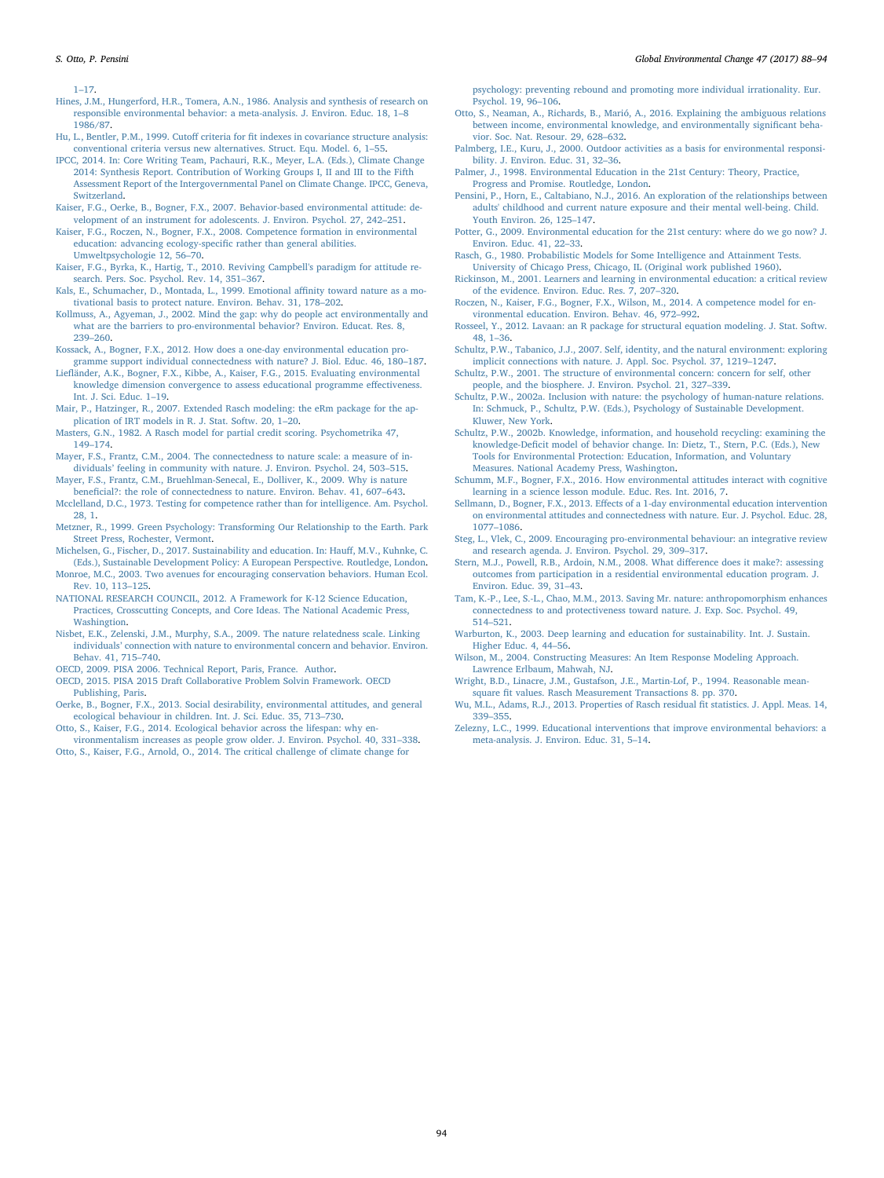1–17.

Hines, J.M., Hungerford, H.R., Tomera, A.N., 1986. Analysis and synthesis of research on responsible environmental behavior: a meta-analysis. J. Environ. Educ. 18, 1–8 1986/87.

Hu, L., Bentler, P.M., 1999. Cutoff criteria for fit indexes in covariance structure analysis: conventional criteria versus new alternatives. Struct. Equ. Model. 6, 1–55.

IPCC, 2014. In: Core Writing Team, Pachauri, R.K., Meyer, L.A. (Eds.), Climate Change 2014: Synthesis Report. Contribution of Working Groups I, II and III to the Fifth Assessment Report of the Intergovernmental Panel on Climate Change. IPCC, Geneva, Switzerland.

Kaiser, F.G., Oerke, B., Bogner, F.X., 2007. Behavior-based environmental attitude: development of an instrument for adolescents. J. Environ. Psychol. 27, 242–251.

Kaiser, F.G., Roczen, N., Bogner, F.X., 2008. Competence formation in environmental education: advancing ecology-specific rather than general abilities. Umweltpsychologie 12, 56–70.

Kaiser, F.G., Byrka, K., Hartig, T., 2010. Reviving Campbell's paradigm for attitude research. Pers. Soc. Psychol. Rev. 14, 351–367.

Kals, E., Schumacher, D., Montada, L., 1999. Emotional affinity toward nature as a motivational basis to protect nature. Environ. Behav. 31, 178–202.

Kollmuss, A., Agyeman, J., 2002. Mind the gap: why do people act environmentally and what are the barriers to pro-environmental behavior? Environ. Educat. Res. 8, 239–260.

Kossack, A., Bogner, F.X., 2012. How does a one-day environmental education programme support individual connectedness with nature? J. Biol. Educ. 46, 180–187.

Liefländer, A.K., Bogner, F.X., Kibbe, A., Kaiser, F.G., 2015. Evaluating environmental knowledge dimension convergence to assess educational programme effectiveness. Int. J. Sci. Educ. 1–19.

Mair, P., Hatzinger, R., 2007. Extended Rasch modeling: the eRm package for the application of IRT models in R. J. Stat. Softw. 20, 1–20.

Masters, G.N., 1982. A Rasch model for partial credit scoring. Psychometrika 47, 149–174.

Mayer, F.S., Frantz, C.M., 2004. The connectedness to nature scale: a measure of individuals' feeling in community with nature. J. Environ. Psychol. 24, 503–515.

Mayer, F.S., Frantz, C.M., Bruehlman-Senecal, E., Dolliver, K., 2009. Why is nature beneficial?: the role of connectedness to nature. Environ. Behav. 41, 607–643.

Mcclelland, D.C., 1973. Testing for competence rather than for intelligence. Am. Psychol. 28, 1.

Metzner, R., 1999. Green Psychology: Transforming Our Relationship to the Earth. Park Street Press, Rochester, Vermont.

Michelsen, G., Fischer, D., 2017. Sustainability and education. In: Hauff, M.V., Kuhnke, C. (Eds.), Sustainable Development Policy: A European Perspective. Routledge, London.

Monroe, M.C., 2003. Two avenues for encouraging conservation behaviors. Human Ecol. Rev. 10, 113–125.

NATIONAL RESEARCH COUNCIL, 2012. A Framework for K-12 Science Education, Practices, Crosscutting Concepts, and Core Ideas. The National Academic Press, Washingtion.

Nisbet, E.K., Zelenski, J.M., Murphy, S.A., 2009. The nature relatedness scale. Linking individuals' connection with nature to environmental concern and behavior. Environ. Behav. 41, 715–740.

OECD, 2009. PISA 2006. Technical Report, Paris, France. Author.

OECD, 2015. PISA 2015 Draft Collaborative Problem Solvin Framework. OECD Publishing, Paris.

Oerke, B., Bogner, F.X., 2013. Social desirability, environmental attitudes, and general ecological behaviour in children. Int. J. Sci. Educ. 35, 713–730.

Otto, S., Kaiser, F.G., 2014. Ecological behavior across the lifespan: why environmentalism increases as people grow older. J. Environ. Psychol. 40, 331–338.

Otto, S., Kaiser, F.G., Arnold, O., 2014. The critical challenge of climate change for psychology: preventing rebound and promoting more individual irrationality. Eur. Psychol. 19, 96–106.

Otto, S., Neaman, A., Richards, B., Marió, A., 2016. Explaining the ambiguous relations between income, environmental knowledge, and environmentally significant behavior. Soc. Nat. Resour. 29, 628–632.

Palmberg, I.E., Kuru, J., 2000. Outdoor activities as a basis for environmental responsibility. J. Environ. Educ. 31, 32–36.

Palmer, J., 1998. Environmental Education in the 21st Century: Theory, Practice, Progress and Promise. Routledge, London.

Pensini, P., Horn, E., Caltabiano, N.J., 2016. An exploration of the relationships between adults' childhood and current nature exposure and their mental well-being. Child. Youth Environ. 26, 125–147.

Potter, G., 2009. Environmental education for the 21st century: where do we go now? J. Environ. Educ. 41, 22–33.

Rasch, G., 1980. Probabilistic Models for Some Intelligence and Attainment Tests. University of Chicago Press, Chicago, IL (Original work published 1960).

Rickinson, M., 2001. Learners and learning in environmental education: a critical review of the evidence. Environ. Educ. Res. 7, 207–320.

Roczen, N., Kaiser, F.G., Bogner, F.X., Wilson, M., 2014. A competence model for environmental education. Environ. Behav. 46, 972–992.

Rosseel, Y., 2012. Lavaan: an R package for structural equation modeling. J. Stat. Softw. 48, 1–36.

Schultz, P.W., Tabanico, J.J., 2007. Self, identity, and the natural environment: exploring implicit connections with nature. J. Appl. Soc. Psychol. 37, 1219–1247.

Schultz, P.W., 2001. The structure of environmental concern: concern for self, other people, and the biosphere. J. Environ. Psychol. 21, 327–339.

Schultz, P.W., 2002a. Inclusion with nature: the psychology of human-nature relations. In: Schmuck, P., Schultz, P.W. (Eds.), Psychology of Sustainable Development. Kluwer, New York.

Schultz, P.W., 2002b. Knowledge, information, and household recycling: examining the knowledge-Deficit model of behavior change. In: Dietz, T., Stern, P.C. (Eds.), New Tools for Environmental Protection: Education, Information, and Voluntary Measures. National Academy Press, Washington.

Schumm, M.F., Bogner, F.X., 2016. How environmental attitudes interact with cognitive learning in a science lesson module. Educ. Res. Int. 2016, 7.

Sellmann, D., Bogner, F.X., 2013. Effects of a 1-day environmental education intervention on environmental attitudes and connectedness with nature. Eur. J. Psychol. Educ. 28, 1077–1086.

Steg, L., Vlek, C., 2009. Encouraging pro-environmental behaviour: an integrative review and research agenda. J. Environ. Psychol. 29, 309–317.

Stern, M.J., Powell, R.B., Ardoin, N.M., 2008. What difference does it make?: assessing outcomes from participation in a residential environmental education program. J. Environ. Educ. 39, 31–43.

Tam, K.-P., Lee, S.-L., Chao, M.M., 2013. Saving Mr. nature: anthropomorphism enhances connectedness to and protectiveness toward nature. J. Exp. Soc. Psychol. 49, 514–521.

Warburton, K., 2003. Deep learning and education for sustainability. Int. J. Sustain. Higher Educ. 4, 44–56.

Wilson, M., 2004. Constructing Measures: An Item Response Modeling Approach. Lawrence Erlbaum, Mahwah, NJ.

Wright, B.D., Linacre, J.M., Gustafson, J.E., Martin-Lof, P., 1994. Reasonable mean-square fit values. Rasch Measurement Transactions 8. pp. 370.

Wu, M.L., Adams, R.J., 2013. Properties of Rasch residual fit statistics. J. Appl. Meas. 14, 339–355.

Zelezny, L.C., 1999. Educational interventions that improve environmental behaviors: a meta-analysis. J. Environ. Educ. 31, 5–14.